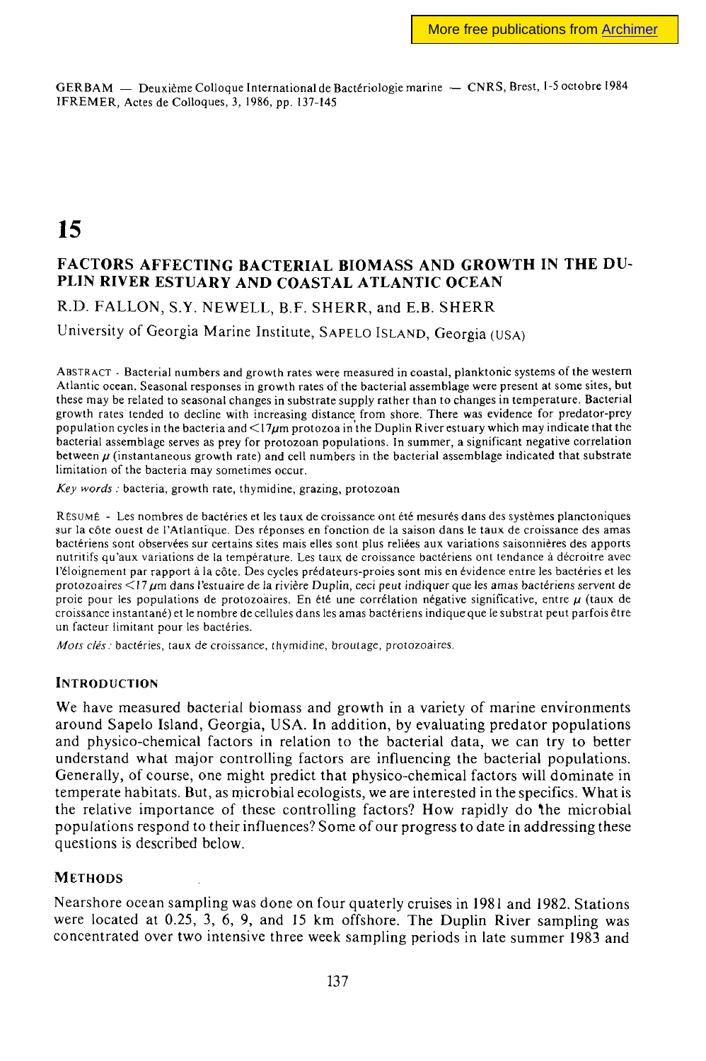GERBAM — Deuxième Colloque International de Bactériologie marine — CNRS, Brest, 1-5 octobre 1984
IFREMER, Actes de Colloques, 3, 1986, pp. 137-145

# 15

## FACTORS AFFECTING BACTERIAL BIOMASS AND GROWTH IN THE DUPLIN RIVER ESTUARY AND COASTAL ATLANTIC OCEAN

R.D. FALLON, S.Y. NEWELL, B.F. SHERR, and E.B. SHERR

University of Georgia Marine Institute, SAPELO ISLAND, Georgia (USA)

ABSTRACT - Bacterial numbers and growth rates were measured in coastal, planktonic systems of the western Atlantic ocean. Seasonal responses in growth rates of the bacterial assemblage were present at some sites, but these may be related to seasonal changes in substrate supply rather than to changes in temperature. Bacterial growth rates tended to decline with increasing distance from shore. There was evidence for predator-prey population cycles in the bacteria and <17μm protozoa in the Duplin River estuary which may indicate that the bacterial assemblage serves as prey for protozoan populations. In summer, a significant negative correlation between $\mu$ (instantaneous growth rate) and cell numbers in the bacterial assemblage indicated that substrate limitation of the bacteria may sometimes occur.

*Key words :* bacteria, growth rate, thymidine, grazing, protozoan

RÉSUMÉ - Les nombres de bactéries et les taux de croissance ont été mesurés dans des systèmes planctoniques sur la côte ouest de l'Atlantique. Des réponses en fonction de la saison dans le taux de croissance des amas bactériens sont observées sur certains sites mais elles sont plus reliées aux variations saisonnières des apports nutritifs qu'aux variations de la température. Les taux de croissance bactériens ont tendance à décroître avec l'éloignement par rapport à la côte. Des cycles prédateurs-proies sont mis en évidence entre les bactéries et les protozoaires <17 μm dans l'estuaire de la rivière Duplin, ceci peut indiquer que les amas bactériens servent de proie pour les populations de protozoaires. En été une corrélation négative significative, entre $\mu$ (taux de croissance instantané) et le nombre de cellules dans les amas bactériens indique que le substrat peut parfois être un facteur limitant pour les bactéries.

*Mots clés :* bactéries, taux de croissance, thymidine, broutage, protozoaires.

## INTRODUCTION

We have measured bacterial biomass and growth in a variety of marine environments around Sapelo Island, Georgia, USA. In addition, by evaluating predator populations and physico-chemical factors in relation to the bacterial data, we can try to better understand what major controlling factors are influencing the bacterial populations. Generally, of course, one might predict that physico-chemical factors will dominate in temperate habitats. But, as microbial ecologists, we are interested in the specifics. What is the relative importance of these controlling factors? How rapidly do the microbial populations respond to their influences? Some of our progress to date in addressing these questions is described below.

## METHODS

Nearshore ocean sampling was done on four quaterly cruises in 1981 and 1982. Stations were located at 0.25, 3, 6, 9, and 15 km offshore. The Duplin River sampling was concentrated over two intensive three week sampling periods in late summer 1983 and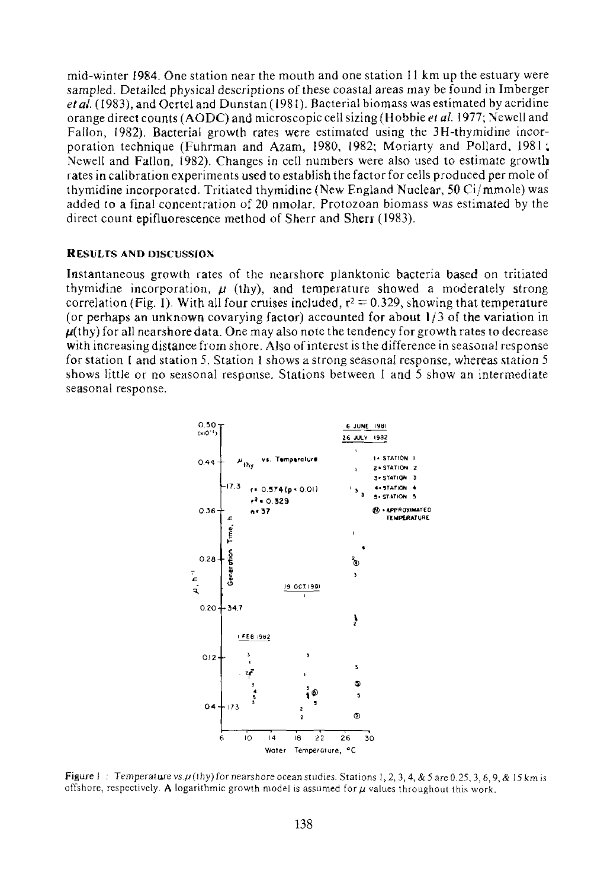mid-winter 1984. One station near the mouth and one station 11 km up the estuary were sampled. Detailed physical descriptions of these coastal areas may be found in Imberger *et al.* (1983), and Oertel and Dunstan (1981). Bacterial biomass was estimated by acridine orange direct counts (AODC) and microscopic cell sizing (Hobbie *et al.* 1977; Newell and Fallon, 1982). Bacterial growth rates were estimated using the 3H-thymidine incorporation technique (Fuhrman and Azam, 1980, 1982; Moriarty and Pollard, 1981; Newell and Fallon, 1982). Changes in cell numbers were also used to estimate growth rates in calibration experiments used to establish the factor for cells produced per mole of thymidine incorporated. Tritiated thymidine (New England Nuclear, 50 Ci/mmole) was added to a final concentration of 20 nmolar. Protozoan biomass was estimated by the direct count epifluorescence method of Sherr and Sherr (1983).

## RESULTS AND DISCUSSION

Instantaneous growth rates of the nearshore planktonic bacteria based on tritiated thymidine incorporation, $\mu$ (thy), and temperature showed a moderately strong correlation (Fig. 1). With all four cruises included, $r^2 = 0.329$, showing that temperature (or perhaps an unknown covarying factor) accounted for about 1/3 of the variation in $\mu$(thy) for all nearshore data. One may also note the tendency for growth rates to decrease with increasing distance from shore. Also of interest is the difference in seasonal response for station 1 and station 5. Station 1 shows a strong seasonal response, whereas station 5 shows little or no seasonal response. Stations between 1 and 5 show an intermediate seasonal response.

Figure 1 : Temperature vs. $\mu$(thy) for nearshore ocean studies. Stations 1, 2, 3, 4, & 5 are 0.25, 3, 6, 9, & 15 km is offshore, respectively. A logarithmic growth model is assumed for $\mu$ values throughout this work.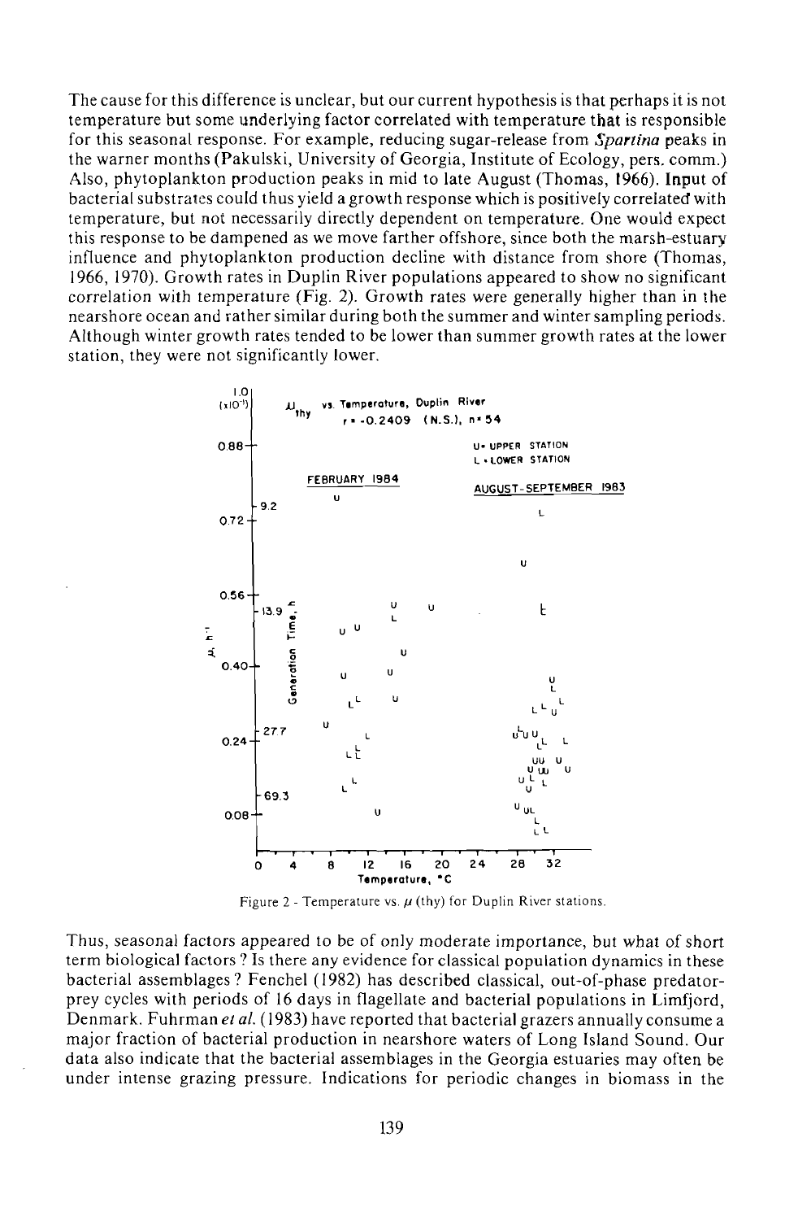The cause for this difference is unclear, but our current hypothesis is that perhaps it is not temperature but some underlying factor correlated with temperature that is responsible for this seasonal response. For example, reducing sugar-release from *Spartina* peaks in the warner months (Pakulski, University of Georgia, Institute of Ecology, pers. comm.) Also, phytoplankton production peaks in mid to late August (Thomas, 1966). Input of bacterial substrates could thus yield a growth response which is positively correlated with temperature, but not necessarily directly dependent on temperature. One would expect this response to be dampened as we move farther offshore, since both the marsh-estuary influence and phytoplankton production decline with distance from shore (Thomas, 1966, 1970). Growth rates in Duplin River populations appeared to show no significant correlation with temperature (Fig. 2). Growth rates were generally higher than in the nearshore ocean and rather similar during both the summer and winter sampling periods. Although winter growth rates tended to be lower than summer growth rates at the lower station, they were not significantly lower.

Figure 2 - Temperature vs. $\mu$ (thy) for Duplin River stations.

Thus, seasonal factors appeared to be of only moderate importance, but what of short term biological factors ? Is there any evidence for classical population dynamics in these bacterial assemblages ? Fenchel (1982) has described classical, out-of-phase predator-prey cycles with periods of 16 days in flagellate and bacterial populations in Limfjord, Denmark. Fuhrman *et al.* (1983) have reported that bacterial grazers annually consume a major fraction of bacterial production in nearshore waters of Long Island Sound. Our data also indicate that the bacterial assemblages in the Georgia estuaries may often be under intense grazing pressure. Indications for periodic changes in biomass in the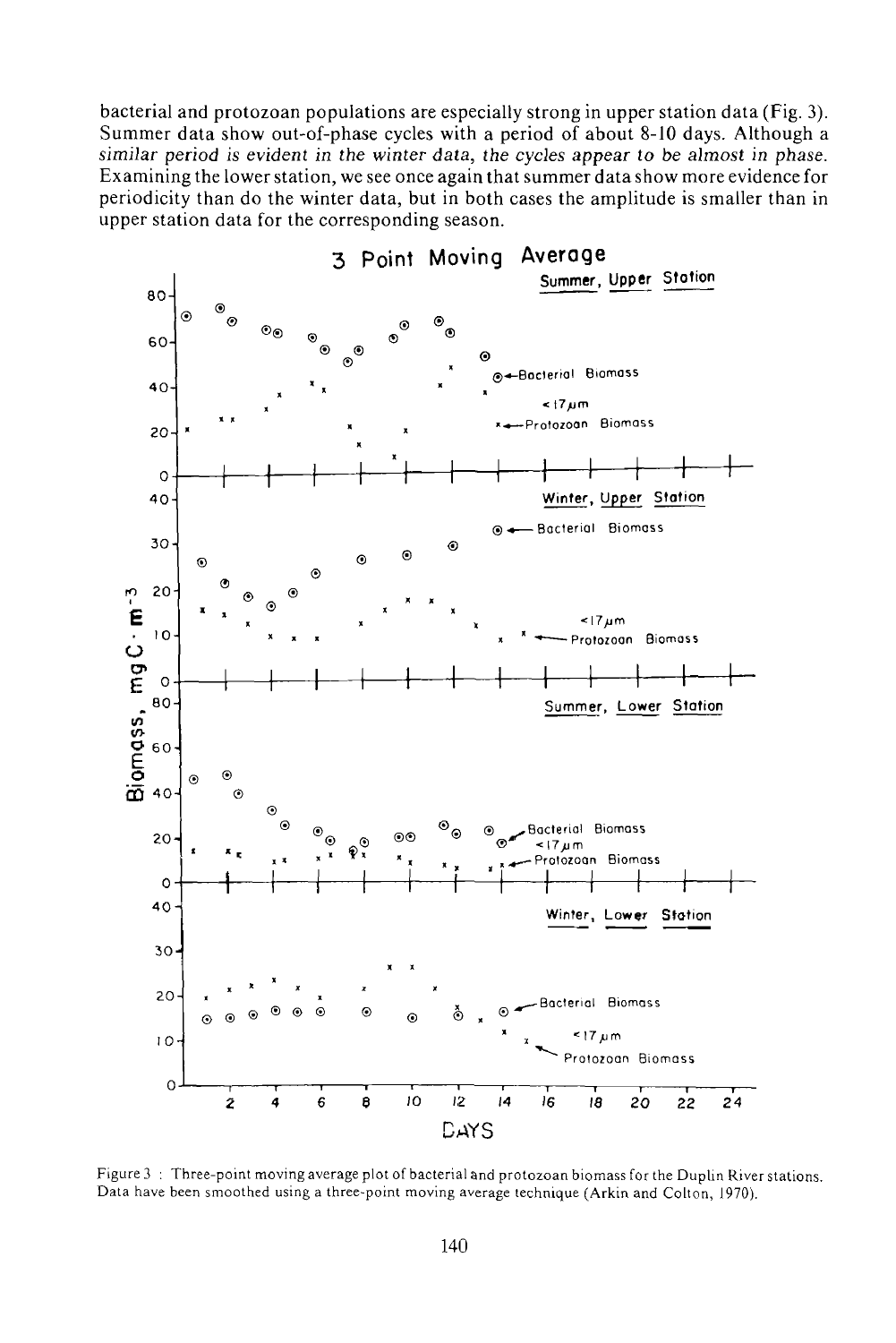bacterial and protozoan populations are especially strong in upper station data (Fig. 3). Summer data show out-of-phase cycles with a period of about 8-10 days. Although a similar period is evident in the winter data, the cycles appear to be almost in phase. Examining the lower station, we see once again that summer data show more evidence for periodicity than do the winter data, but in both cases the amplitude is smaller than in upper station data for the corresponding season.

Figure 3 : Three-point moving average plot of bacterial and protozoan biomass for the Duplin River stations. Data have been smoothed using a three-point moving average technique (Arkin and Colton, 1970).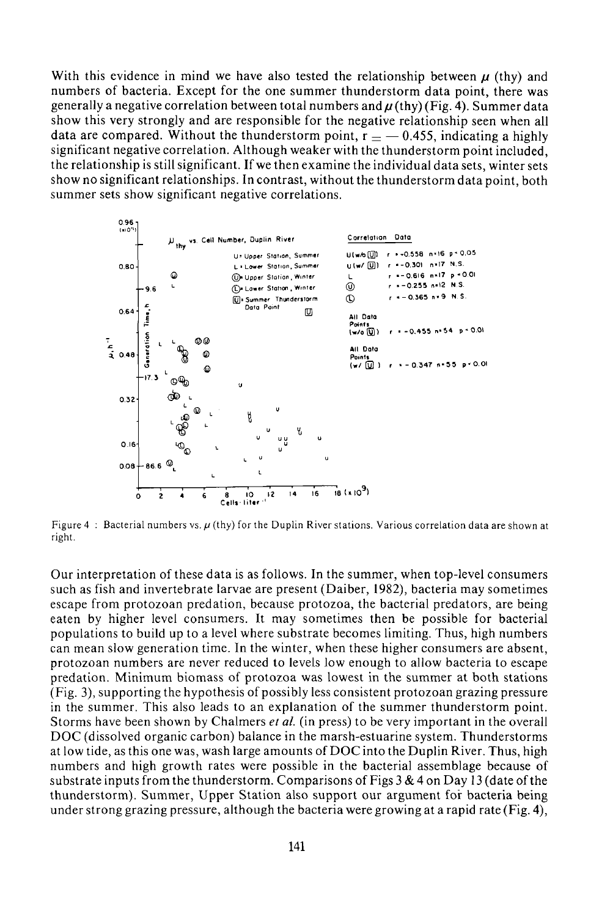With this evidence in mind we have also tested the relationship between $\mu$ (thy) and numbers of bacteria. Except for the one summer thunderstorm data point, there was generally a negative correlation between total numbers and $\mu$ (thy) (Fig. 4). Summer data show this very strongly and are responsible for the negative relationship seen when all data are compared. Without the thunderstorm point, $r = -0.455$, indicating a highly significant negative correlation. Although weaker with the thunderstorm point included, the relationship is still significant. If we then examine the individual data sets, winter sets show no significant relationships. In contrast, without the thunderstorm data point, both summer sets show significant negative correlations.

Figure 4 : Bacterial numbers vs. $\mu$ (thy) for the Duplin River stations. Various correlation data are shown at right.

Our interpretation of these data is as follows. In the summer, when top-level consumers such as fish and invertebrate larvae are present (Daiber, 1982), bacteria may sometimes escape from protozoan predation, because protozoa, the bacterial predators, are being eaten by higher level consumers. It may sometimes then be possible for bacterial populations to build up to a level where substrate becomes limiting. Thus, high numbers can mean slow generation time. In the winter, when these higher consumers are absent, protozoan numbers are never reduced to levels low enough to allow bacteria to escape predation. Minimum biomass of protozoa was lowest in the summer at both stations (Fig. 3), supporting the hypothesis of possibly less consistent protozoan grazing pressure in the summer. This also leads to an explanation of the summer thunderstorm point. Storms have been shown by Chalmers *et al.* (in press) to be very important in the overall DOC (dissolved organic carbon) balance in the marsh-estuarine system. Thunderstorms at low tide, as this one was, wash large amounts of DOC into the Duplin River. Thus, high numbers and high growth rates were possible in the bacterial assemblage because of substrate inputs from the thunderstorm. Comparisons of Figs 3 & 4 on Day 13 (date of the thunderstorm). Summer, Upper Station also support our argument for bacteria being under strong grazing pressure, although the bacteria were growing at a rapid rate (Fig. 4),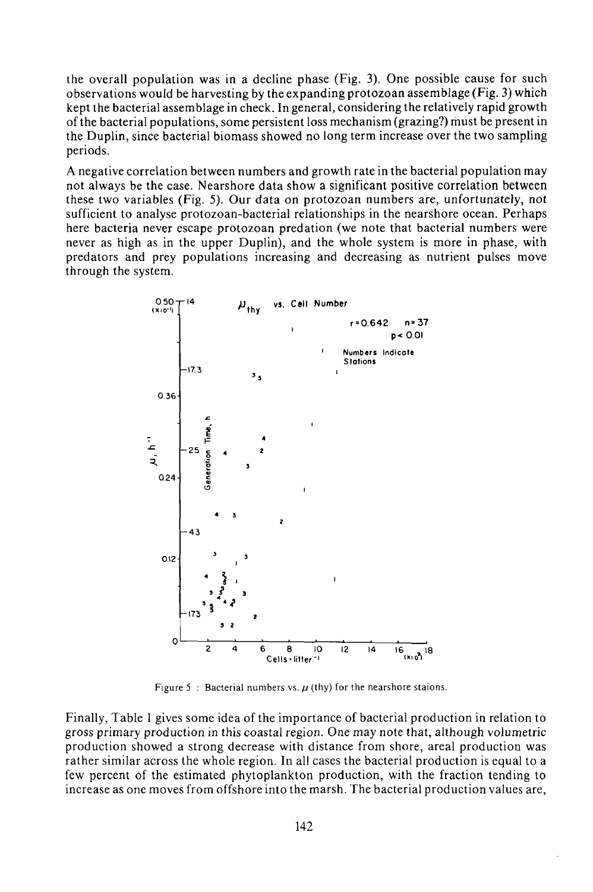the overall population was in a decline phase (Fig. 3). One possible cause for such observations would be harvesting by the expanding protozoan assemblage (Fig. 3) which kept the bacterial assemblage in check. In general, considering the relatively rapid growth of the bacterial populations, some persistent loss mechanism (grazing?) must be present in the Duplin, since bacterial biomass showed no long term increase over the two sampling periods.

A negative correlation between numbers and growth rate in the bacterial population may not always be the case. Nearshore data show a significant positive correlation between these two variables (Fig. 5). Our data on protozoan numbers are, unfortunately, not sufficient to analyse protozoan-bacterial relationships in the nearshore ocean. Perhaps here bacteria never escape protozoan predation (we note that bacterial numbers were never as high as in the upper Duplin), and the whole system is more in phase, with predators and prey populations increasing and decreasing as nutrient pulses move through the system.

Figure 5 : Bacterial numbers vs. $\mu$ (thy) for the nearshore staions.

Finally, Table 1 gives some idea of the importance of bacterial production in relation to gross primary production in this coastal region. One may note that, although volumetric production showed a strong decrease with distance from shore, areal production was rather similar across the whole region. In all cases the bacterial production is equal to a few percent of the estimated phytoplankton production, with the fraction tending to increase as one moves from offshore into the marsh. The bacterial production values are,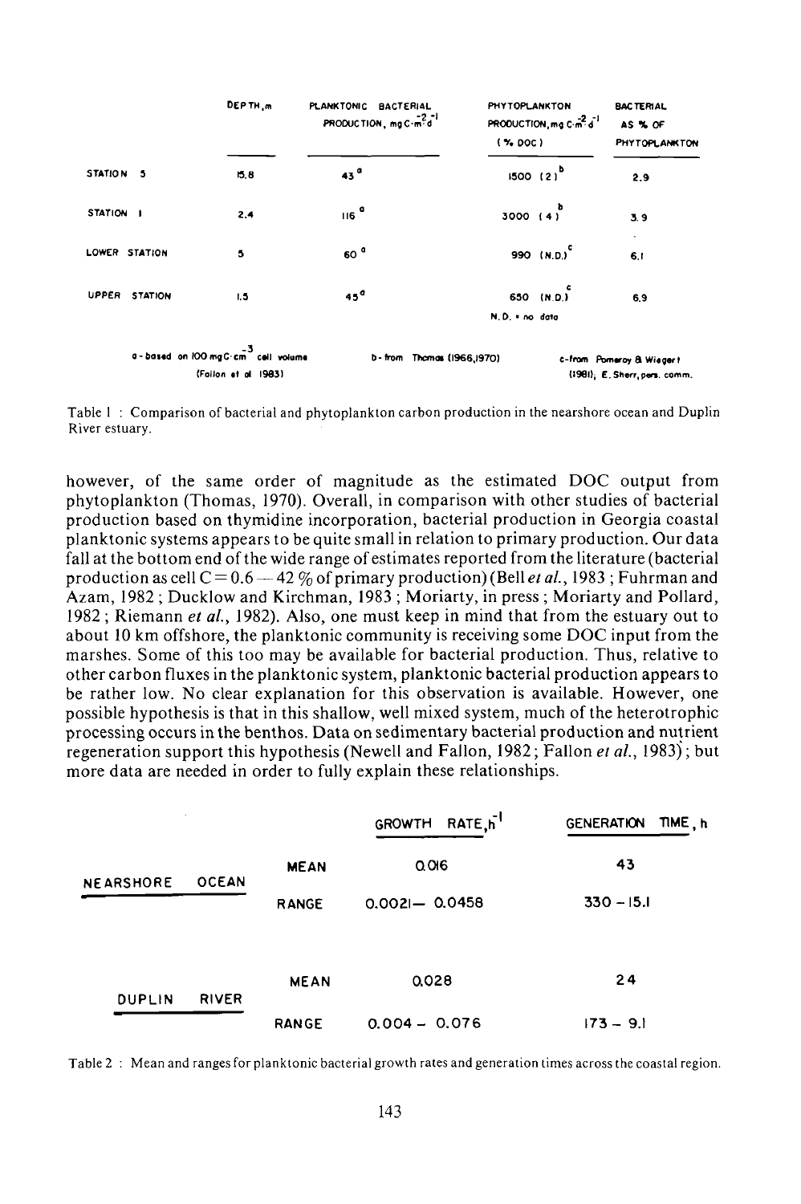| | DEPTH, m | PLANKTONIC BACTERIAL PRODUCTION, $mg\,C \cdot m^{-2} \cdot d^{-1}$ | PHYTOPLANKTON PRODUCTION, $mg\,C \cdot m^{-2} \cdot d^{-1}$ (% DOC) | BACTERIAL AS % OF PHYTOPLANKTON |
|---|---|---|---|---|
| STATION 5 | 15.8 | 43 [a] | 1500 (2) [b] | 2.9 |
| STATION 1 | 2.4 | 116 [a] | 3000 (4) [b] | 3.9 |
| LOWER STATION | 5 | 60 [a] | 990 (N.D.) [c] | 6.1 |
| UPPER STATION | 1.5 | 45 [a] | 650 (N.D.) [c] | 6.9 |

N.D. = no data

a - based on 100 $mg\,C \cdot cm^{-3}$ cell volume (Fallon et al 1983)

b - from Thomas (1966, 1970)

c - from Pomeroy & Wiegert (1981), E. Sherr, pers. comm.

Table 1 : Comparison of bacterial and phytoplankton carbon production in the nearshore ocean and Duplin River estuary.

however, of the same order of magnitude as the estimated DOC output from phytoplankton (Thomas, 1970). Overall, in comparison with other studies of bacterial production based on thymidine incorporation, bacterial production in Georgia coastal planktonic systems appears to be quite small in relation to primary production. Our data fall at the bottom end of the wide range of estimates reported from the literature (bacterial production as cell C = 0.6 — 42 % of primary production) (Bell *et al.*, 1983 ; Fuhrman and Azam, 1982 ; Ducklow and Kirchman, 1983 ; Moriarty, in press ; Moriarty and Pollard, 1982 ; Riemann *et al.*, 1982). Also, one must keep in mind that from the estuary out to about 10 km offshore, the planktonic community is receiving some DOC input from the marshes. Some of this too may be available for bacterial production. Thus, relative to other carbon fluxes in the planktonic system, planktonic bacterial production appears to be rather low. No clear explanation for this observation is available. However, one possible hypothesis is that in this shallow, well mixed system, much of the heterotrophic processing occurs in the benthos. Data on sedimentary bacterial production and nutrient regeneration support this hypothesis (Newell and Fallon, 1982; Fallon *et al.*, 1983); but more data are needed in order to fully explain these relationships.

| | | GROWTH RATE, $h^{-1}$ | GENERATION TIME, h |
|---|---|---|---|
| NEARSHORE OCEAN | MEAN | 0.016 | 43 |
| | RANGE | 0.0021 — 0.0458 | 330 — 15.1 |
| DUPLIN RIVER | MEAN | 0.028 | 24 |
| | RANGE | 0.004 — 0.076 | 173 — 9.1 |

Table 2 : Mean and ranges for planktonic bacterial growth rates and generation times across the coastal region.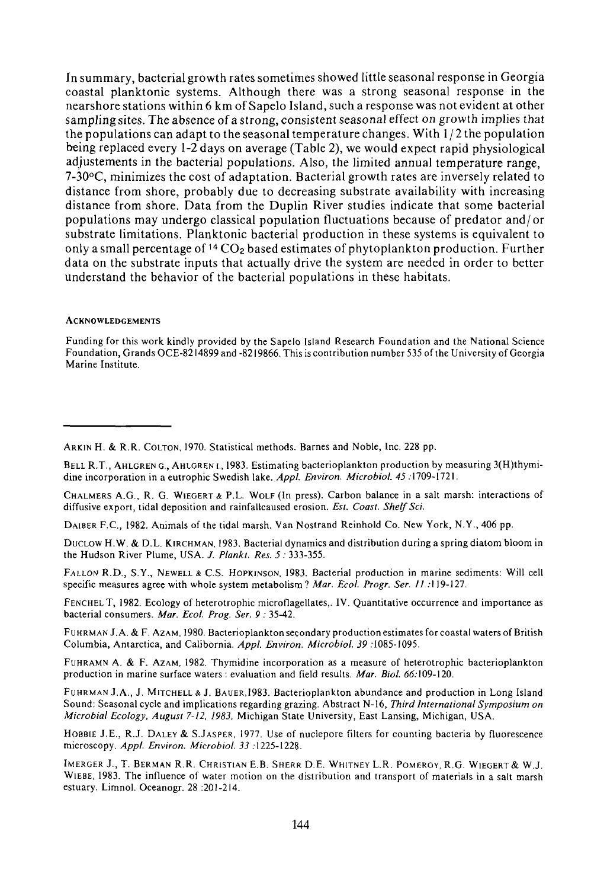In summary, bacterial growth rates sometimes showed little seasonal response in Georgia coastal planktonic systems. Although there was a strong seasonal response in the nearshore stations within 6 km of Sapelo Island, such a response was not evident at other sampling sites. The absence of a strong, consistent seasonal effect on growth implies that the populations can adapt to the seasonal temperature changes. With 1/2 the population being replaced every 1-2 days on average (Table 2), we would expect rapid physiological adjustements in the bacterial populations. Also, the limited annual temperature range, 7-30°C, minimizes the cost of adaptation. Bacterial growth rates are inversely related to distance from shore, probably due to decreasing substrate availability with increasing distance from shore. Data from the Duplin River studies indicate that some bacterial populations may undergo classical population fluctuations because of predator and/or substrate limitations. Planktonic bacterial production in these systems is equivalent to only a small percentage of $^{14}CO_2$ based estimates of phytoplankton production. Further data on the substrate inputs that actually drive the system are needed in order to better understand the behavior of the bacterial populations in these habitats.

#### ACKNOWLEDGEMENTS

Funding for this work kindly provided by the Sapelo Island Research Foundation and the National Science Foundation, Grands OCE-8214899 and -8219866. This is contribution number 535 of the University of Georgia Marine Institute.

---

ARKIN H. & R.R. COLTON, 1970. Statistical methods. Barnes and Noble, Inc. 228 pp.

BELL R.T., AHLGREN G., AHLGREN I., 1983. Estimating bacterioplankton production by measuring 3(H)thymidine incorporation in a eutrophic Swedish lake. *Appl. Environ. Microbiol. 45* :1709-1721.

CHALMERS A.G., R. G. WIEGERT & P.L. WOLF (In press). Carbon balance in a salt marsh: interactions of diffusive export, tidal deposition and rainfallcaused erosion. *Est. Coast. Shelf Sci.*

DAIBER F.C., 1982. Animals of the tidal marsh. Van Nostrand Reinhold Co. New York, N.Y., 406 pp.

DUCLOW H.W. & D.L. KIRCHMAN, 1983. Bacterial dynamics and distribution during a spring diatom bloom in the Hudson River Plume, USA. *J. Plankt. Res. 5* : 333-355.

FALLON R.D., S.Y., NEWELL & C.S. HOPKINSON, 1983. Bacterial production in marine sediments: Will cell specific measures agree with whole system metabolism? *Mar. Ecol. Progr. Ser. 11* :119-127.

FENCHEL T, 1982. Ecology of heterotrophic microflagellates,. IV. Quantitative occurrence and importance as bacterial consumers. *Mar. Ecol. Prog. Ser. 9* : 35-42.

FUHRMAN J.A. & F. AZAM, 1980. Bacterioplankton secondary production estimates for coastal waters of British Columbia, Antarctica, and Calibornia. *Appl. Environ. Microbiol. 39* :1085-1095.

FUHRAMN A. & F. AZAM, 1982. Thymidine incorporation as a measure of heterotrophic bacterioplankton production in marine surface waters : evaluation and field results. *Mar. Biol. 66*:109-120.

FUHRMAN J.A., J. MITCHELL & J. BAUER,1983. Bacterioplankton abundance and production in Long Island Sound: Seasonal cycle and implications regarding grazing. Abstract N-16, *Third International Symposium on Microbial Ecology, August 7-12, 1983,* Michigan State University, East Lansing, Michigan, USA.

HOBBIE J.E., R.J. DALEY & S.JASPER, 1977. Use of nuclepore filters for counting bacteria by fluorescence microscopy. *Appl. Environ. Microbiol. 33* :1225-1228.

IMERGER J., T. BERMAN R.R. CHRISTIAN E.B. SHERR D.E. WHITNEY L.R. POMEROY, R.G. WIEGERT & W.J. WIEBE, 1983. The influence of water motion on the distribution and transport of materials in a salt marsh estuary. Limnol. Oceanogr. 28 :201-214.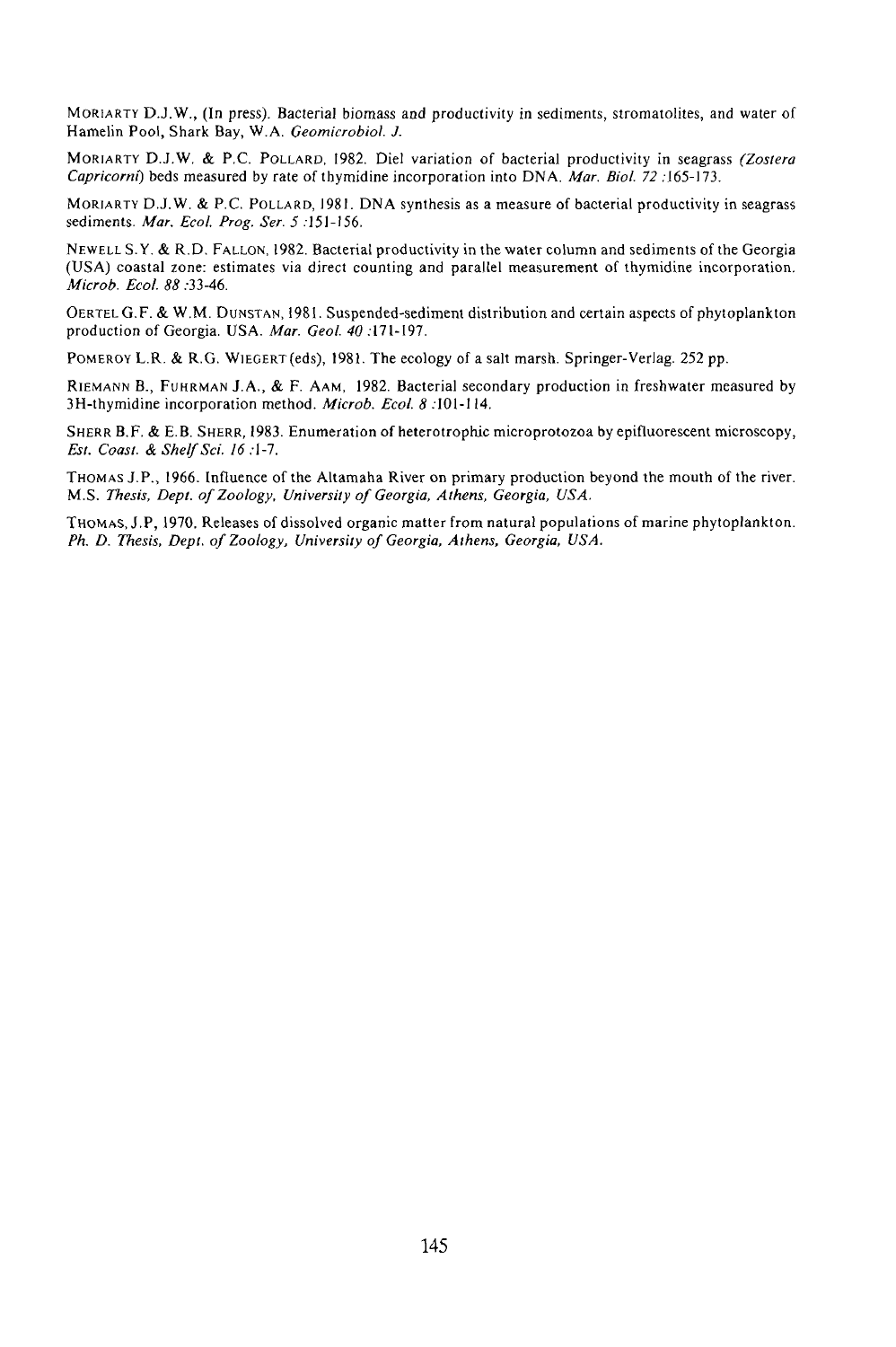MORIARTY D.J.W., (In press). Bacterial biomass and productivity in sediments, stromatolites, and water of Hamelin Pool, Shark Bay, W.A. *Geomicrobiol. J.*

MORIARTY D.J.W. & P.C. POLLARD, 1982. Diel variation of bacterial productivity in seagrass *(Zostera Capricorni)* beds measured by rate of thymidine incorporation into DNA. *Mar. Biol. 72* :165-173.

MORIARTY D.J.W. & P.C. POLLARD, 1981. DNA synthesis as a measure of bacterial productivity in seagrass sediments. *Mar. Ecol. Prog. Ser. 5* :151-156.

NEWELL S.Y. & R.D. FALLON, 1982. Bacterial productivity in the water column and sediments of the Georgia (USA) coastal zone: estimates via direct counting and parallel measurement of thymidine incorporation. *Microb. Ecol. 88* :33-46.

OERTEL G.F. & W.M. DUNSTAN, 1981. Suspended-sediment distribution and certain aspects of phytoplankton production of Georgia. USA. *Mar. Geol. 40* :171-197.

POMEROY L.R. & R.G. WIEGERT (eds), 1981. The ecology of a salt marsh. Springer-Verlag. 252 pp.

RIEMANN B., FUHRMAN J.A., & F. AAM, 1982. Bacterial secondary production in freshwater measured by 3H-thymidine incorporation method. *Microb. Ecol. 8* :101-114.

SHERR B.F. & E.B. SHERR, 1983. Enumeration of heterotrophic microprotozoa by epifluorescent microscopy, *Est. Coast. & Shelf Sci. 16* :1-7.

THOMAS J.P., 1966. Influence of the Altamaha River on primary production beyond the mouth of the river. M.S. *Thesis, Dept. of Zoology, University of Georgia, Athens, Georgia, USA.*

THOMAS, J.P, 1970. Releases of dissolved organic matter from natural populations of marine phytoplankton. *Ph. D. Thesis, Dept. of Zoology, University of Georgia, Athens, Georgia, USA.*